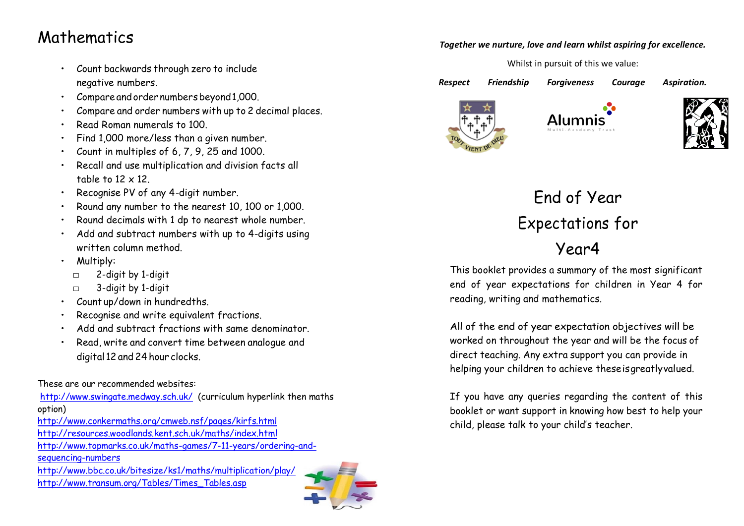# Mathematics

- Count backwards through zero to include negative numbers.
- Compare and order numbers beyond 1,000.
- Compare and order numbers with up to 2 decimal places.
- Read Roman numerals to 100.
- Find 1,000 more/less than a given number.
- Count in multiples of 6, 7, 9, 25 and 1000.
- Recall and use multiplication and division facts all table to 12 x 12.
- Recognise PV of any 4-digit number.
- Round any number to the nearest 10, 100 or 1,000.
- Round decimals with 1 dp to nearest whole number.
- Add and subtract numbers with up to 4-digits using written column method.
- Multiply:
  - 2-digit by 1-digit
  - 3-digit by 1-digit
- Count up/down in hundredths.
- Recognise and write equivalent fractions.
- Add and subtract fractions with same denominator.
- Read, write and convert time between analogue and digital 12 and 24 hour clocks.

These are our recommended websites:

http://www.swingate.medway.sch.uk/ (curriculum hyperlink then maths option)

http://www.conkermaths.org/cmweb.nsf/pages/kirfs.html

http://resources.woodlands.kent.sch.uk/maths/index.html

http://www.topmarks.co.uk/maths-games/7-11-years/ordering-and-sequencing-numbers

http://www.bbc.co.uk/bitesize/ks1/maths/multiplication/play/

http://www.transum.org/Tables/Times_Tables.asp

***Together we nurture, love and learn whilst aspiring for excellence.***

Whilst in pursuit of this we value:

***Respect Friendship Forgiveness Courage Aspiration.***

TOUT VIENT DE DIEU

Alumnis Multi-Academy Trust

# End of Year Expectations for Year4

This booklet provides a summary of the most significant end of year expectations for children in Year 4 for reading, writing and mathematics.

All of the end of year expectation objectives will be worked on throughout the year and will be the focus of direct teaching. Any extra support you can provide in helping your children to achieve these is greatly valued.

If you have any queries regarding the content of this booklet or want support in knowing how best to help your child, please talk to your child's teacher.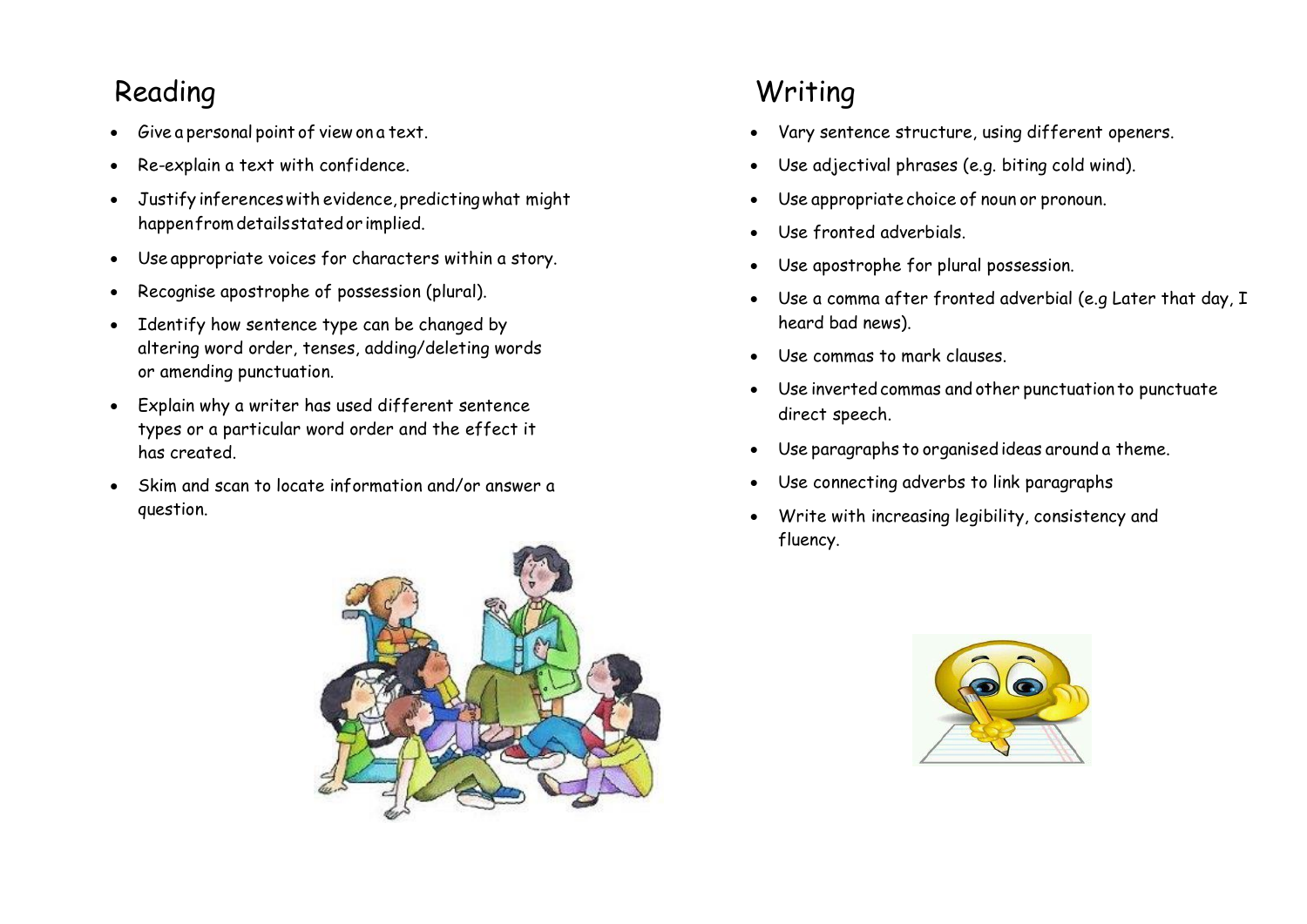## Reading

- Give a personal point of view on a text.
- Re-explain a text with confidence.
- Justify inferences with evidence, predicting what might happen from details stated or implied.
- Use appropriate voices for characters within a story.
- Recognise apostrophe of possession (plural).
- Identify how sentence type can be changed by altering word order, tenses, adding/deleting words or amending punctuation.
- Explain why a writer has used different sentence types or a particular word order and the effect it has created.
- Skim and scan to locate information and/or answer a question.

## Writing

- Vary sentence structure, using different openers.
- Use adjectival phrases (e.g. biting cold wind).
- Use appropriate choice of noun or pronoun.
- Use fronted adverbials.
- Use apostrophe for plural possession.
- Use a comma after fronted adverbial (e.g Later that day, I heard bad news).
- Use commas to mark clauses.
- Use inverted commas and other punctuation to punctuate direct speech.
- Use paragraphs to organised ideas around a theme.
- Use connecting adverbs to link paragraphs
- Write with increasing legibility, consistency and fluency.